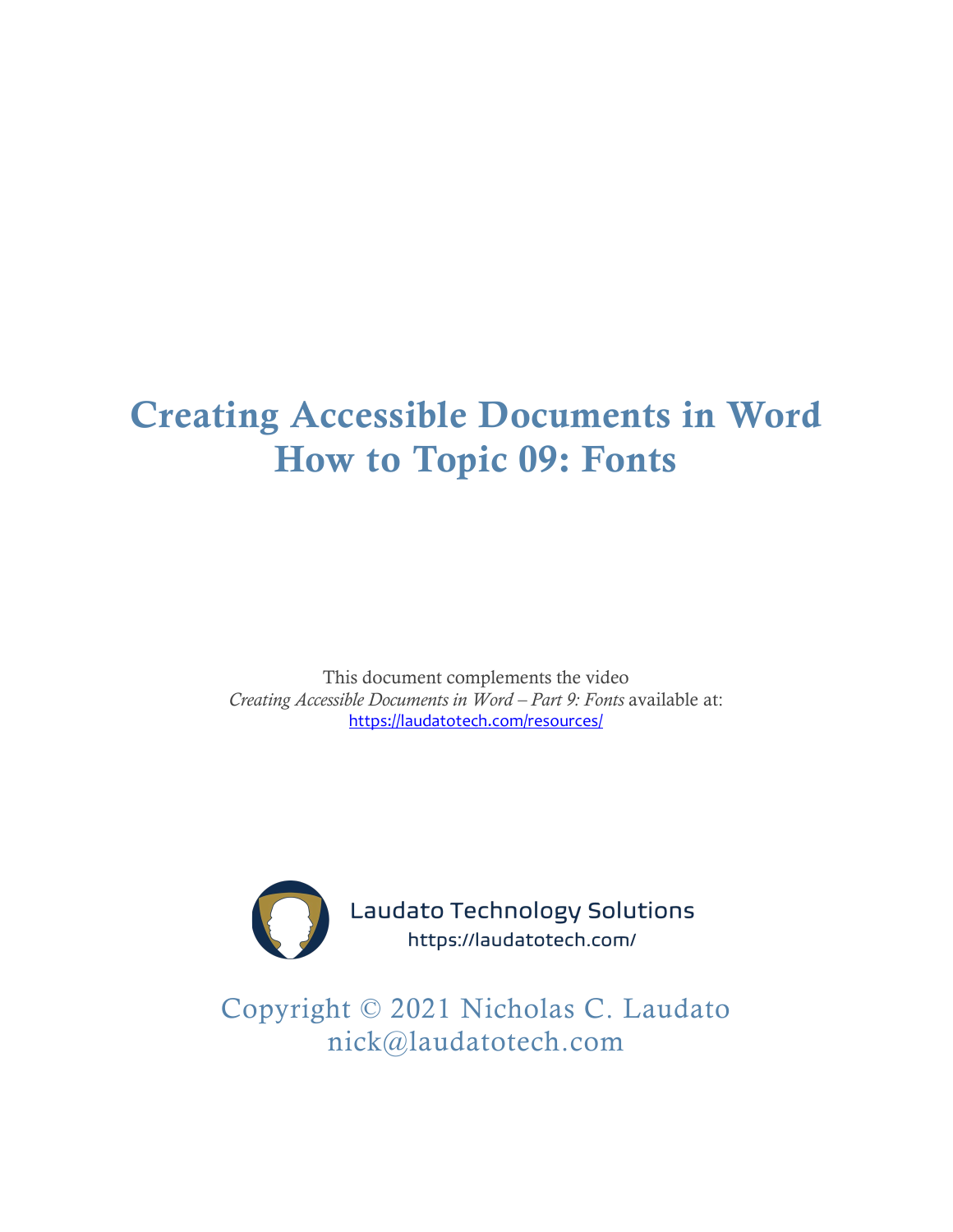# Creating Accessible Documents in Word
# How to Topic 09: Fonts

This document complements the video
*Creating Accessible Documents in Word – Part 9: Fonts* available at:
https://laudatotech.com/resources/

Laudato Technology Solutions
https://laudatotech.com/

Copyright © 2021 Nicholas C. Laudato
nick@laudatotech.com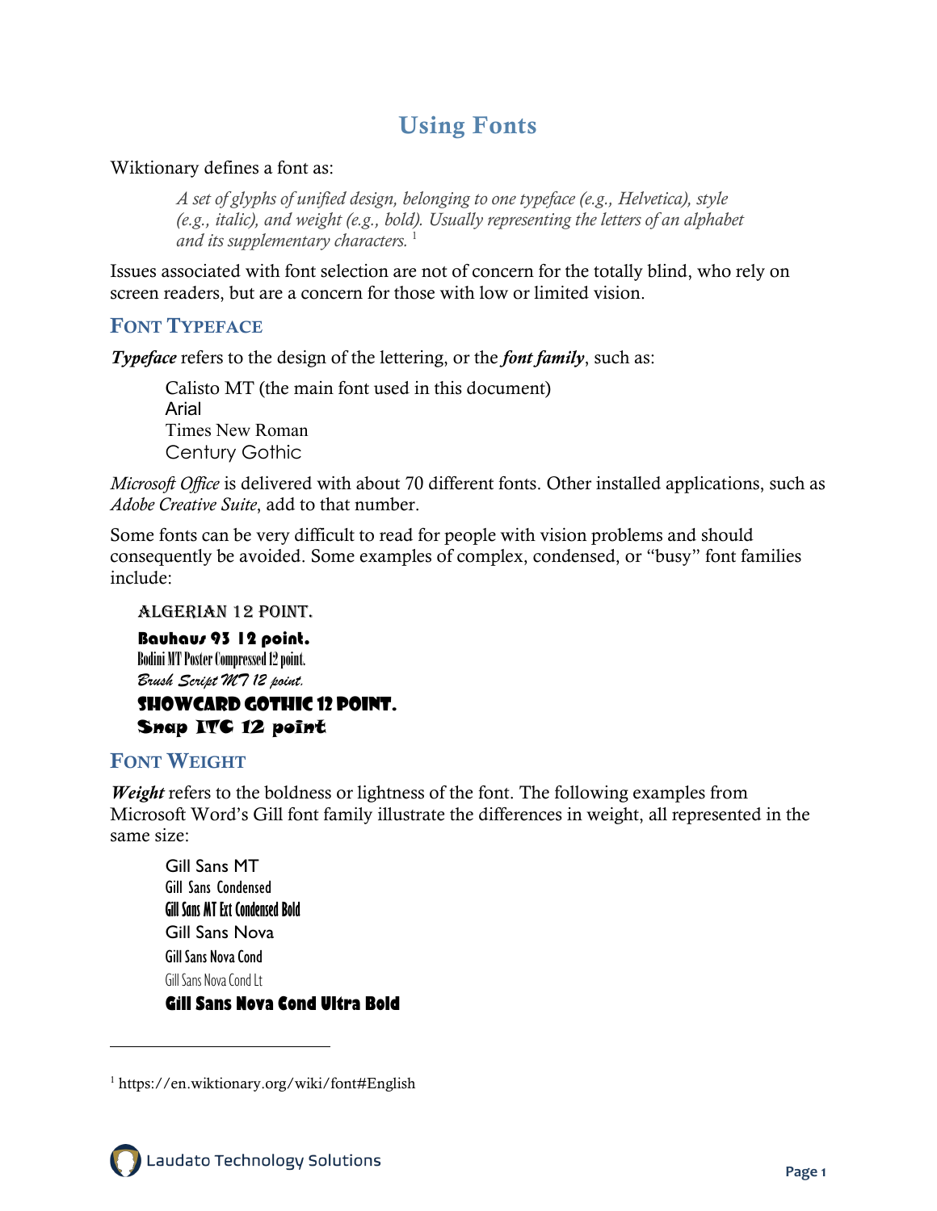# Using Fonts

Wiktionary defines a font as:

> *A set of glyphs of unified design, belonging to one typeface (e.g., Helvetica), style (e.g., italic), and weight (e.g., bold). Usually representing the letters of an alphabet and its supplementary characters.* [1]

Issues associated with font selection are not of concern for the totally blind, who rely on screen readers, but are a concern for those with low or limited vision.

## Font Typeface

***Typeface*** refers to the design of the lettering, or the ***font family***, such as:

Calisto MT (the main font used in this document)
Arial
Times New Roman
Century Gothic

*Microsoft Office* is delivered with about 70 different fonts. Other installed applications, such as *Adobe Creative Suite*, add to that number.

Some fonts can be very difficult to read for people with vision problems and should consequently be avoided. Some examples of complex, condensed, or "busy" font families include:

ALGERIAN 12 POINT.
**Bauhaus 93 12 point.**
Bodini MT Poster Compressed 12 point.
*Brush Script MT 12 point.*
**SHOWCARD GOTHIC 12 POINT.**
**Snap ITC 12 point**

## Font Weight

***Weight*** refers to the boldness or lightness of the font. The following examples from Microsoft Word's Gill font family illustrate the differences in weight, all represented in the same size:

Gill Sans MT
Gill Sans Condensed
**Gill Sans MT Ext Condensed Bold**
Gill Sans Nova
Gill Sans Nova Cond
Gill Sans Nova Cond Lt
**Gill Sans Nova Cond Ultra Bold**

---

[1] https://en.wiktionary.org/wiki/font#English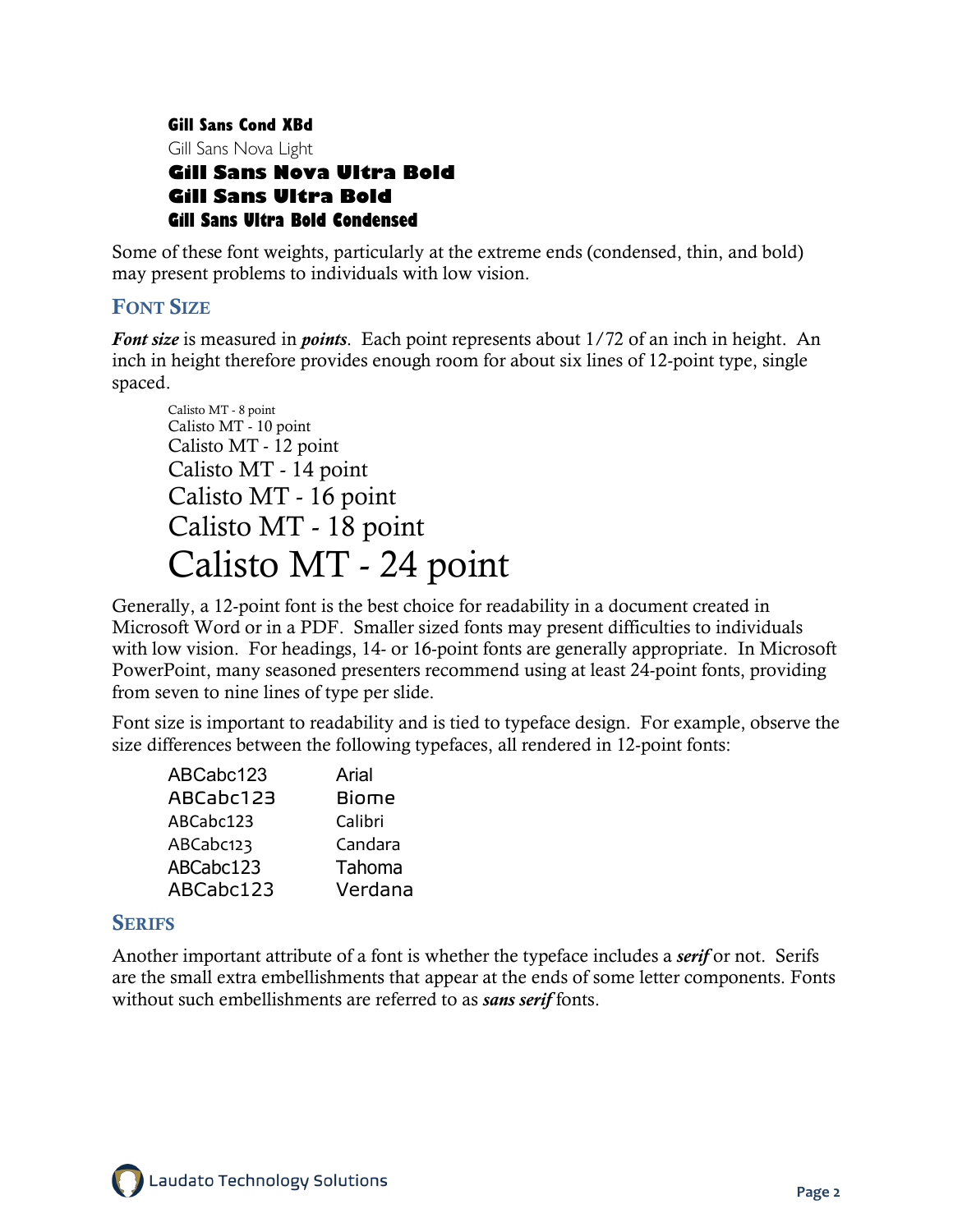Gill Sans Cond XBd
Gill Sans Nova Light
**Gill Sans Nova Ultra Bold**
**Gill Sans Ultra Bold**
**Gill Sans Ultra Bold Condensed**

Some of these font weights, particularly at the extreme ends (condensed, thin, and bold) may present problems to individuals with low vision.

### Font Size

***Font size*** is measured in ***points***. Each point represents about 1/72 of an inch in height. An inch in height therefore provides enough room for about six lines of 12-point type, single spaced.

Calisto MT - 8 point
Calisto MT - 10 point
Calisto MT - 12 point
Calisto MT - 14 point
Calisto MT - 16 point
Calisto MT - 18 point
Calisto MT - 24 point

Generally, a 12-point font is the best choice for readability in a document created in Microsoft Word or in a PDF. Smaller sized fonts may present difficulties to individuals with low vision. For headings, 14- or 16-point fonts are generally appropriate. In Microsoft PowerPoint, many seasoned presenters recommend using at least 24-point fonts, providing from seven to nine lines of type per slide.

Font size is important to readability and is tied to typeface design. For example, observe the size differences between the following typefaces, all rendered in 12-point fonts:

| | |
|---|---|
| ABCabc123 | Arial |
| ABCabc123 | Biome |
| ABCabc123 | Calibri |
| ABCabc123 | Candara |
| ABCabc123 | Tahoma |
| ABCabc123 | Verdana |

### Serifs

Another important attribute of a font is whether the typeface includes a ***serif*** or not. Serifs are the small extra embellishments that appear at the ends of some letter components. Fonts without such embellishments are referred to as ***sans serif*** fonts.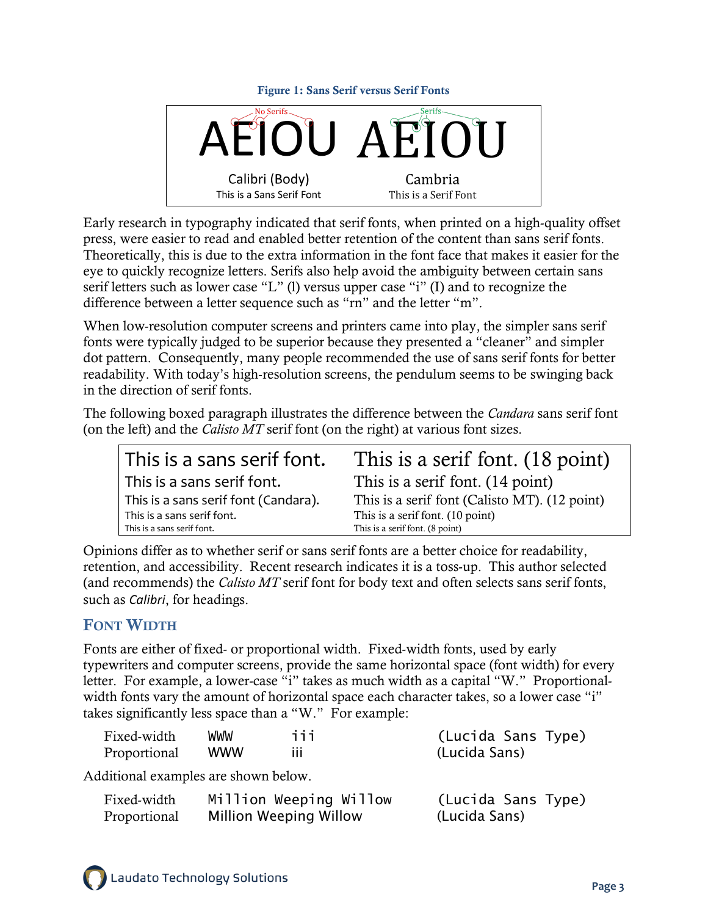**Figure 1: Sans Serif versus Serif Fonts**

| No Serifs | Serifs |
|---|---|
| AEIOU | AEIOU |
| Calibri (Body) | Cambria |
| This is a Sans Serif Font | This is a Serif Font |

Early research in typography indicated that serif fonts, when printed on a high-quality offset press, were easier to read and enabled better retention of the content than sans serif fonts. Theoretically, this is due to the extra information in the font face that makes it easier for the eye to quickly recognize letters. Serifs also help avoid the ambiguity between certain sans serif letters such as lower case "L" (l) versus upper case "i" (I) and to recognize the difference between a letter sequence such as "rn" and the letter "m".

When low-resolution computer screens and printers came into play, the simpler sans serif fonts were typically judged to be superior because they presented a "cleaner" and simpler dot pattern. Consequently, many people recommended the use of sans serif fonts for better readability. With today's high-resolution screens, the pendulum seems to be swinging back in the direction of serif fonts.

The following boxed paragraph illustrates the difference between the *Candara* sans serif font (on the left) and the *Calisto MT* serif font (on the right) at various font sizes.

| This is a sans serif font. | This is a serif font. (18 point) |
|---|---|
| This is a sans serif font. | This is a serif font. (14 point) |
| This is a sans serif font (Candara). | This is a serif font (Calisto MT). (12 point) |
| This is a sans serif font. | This is a serif font. (10 point) |
| This is a sans serif font. | This is a serif font. (8 point) |

Opinions differ as to whether serif or sans serif fonts are a better choice for readability, retention, and accessibility. Recent research indicates it is a toss-up. This author selected (and recommends) the *Calisto MT* serif font for body text and often selects sans serif fonts, such as *Calibri*, for headings.

## Font Width

Fonts are either of fixed- or proportional width. Fixed-width fonts, used by early typewriters and computer screens, provide the same horizontal space (font width) for every letter. For example, a lower-case "i" takes as much width as a capital "W." Proportional-width fonts vary the amount of horizontal space each character takes, so a lower case "i" takes significantly less space than a "W." For example:

| | | | |
|---|---|---|---|
| Fixed-width | WWW | iii | (Lucida Sans Type) |
| Proportional | WWW | iii | (Lucida Sans) |

Additional examples are shown below.

| | | |
|---|---|---|
| Fixed-width | Million Weeping Willow | (Lucida Sans Type) |
| Proportional | Million Weeping Willow | (Lucida Sans) |

Laudato Technology Solutions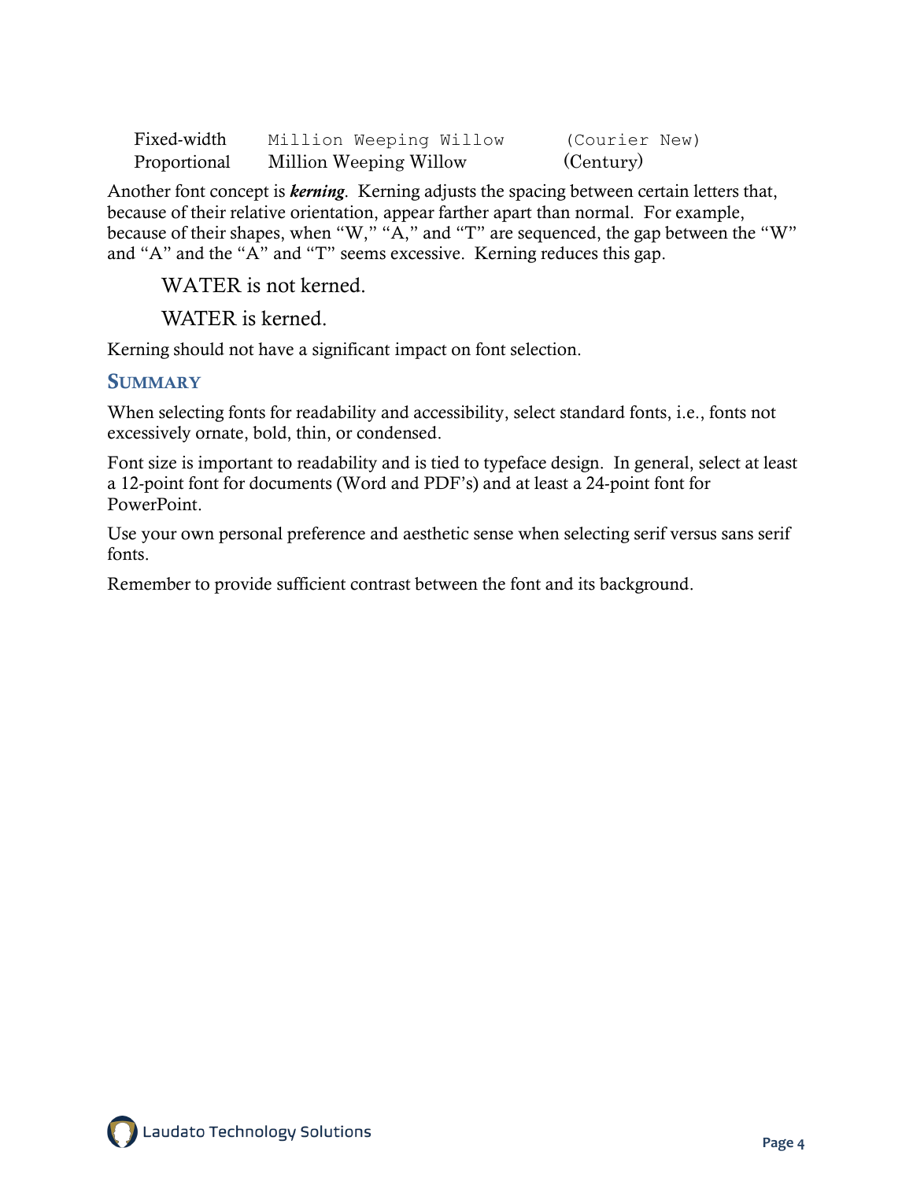| | | |
|---|---|---|
| Fixed-width | `Million Weeping Willow` | `(Courier New)` |
| Proportional | Million Weeping Willow | (Century) |

Another font concept is ***kerning***. Kerning adjusts the spacing between certain letters that, because of their relative orientation, appear farther apart than normal. For example, because of their shapes, when "W," "A," and "T" are sequenced, the gap between the "W" and "A" and the "A" and "T" seems excessive. Kerning reduces this gap.

WATER is not kerned.

WATER is kerned.

Kerning should not have a significant impact on font selection.

## Summary

When selecting fonts for readability and accessibility, select standard fonts, i.e., fonts not excessively ornate, bold, thin, or condensed.

Font size is important to readability and is tied to typeface design. In general, select at least a 12-point font for documents (Word and PDF's) and at least a 24-point font for PowerPoint.

Use your own personal preference and aesthetic sense when selecting serif versus sans serif fonts.

Remember to provide sufficient contrast between the font and its background.